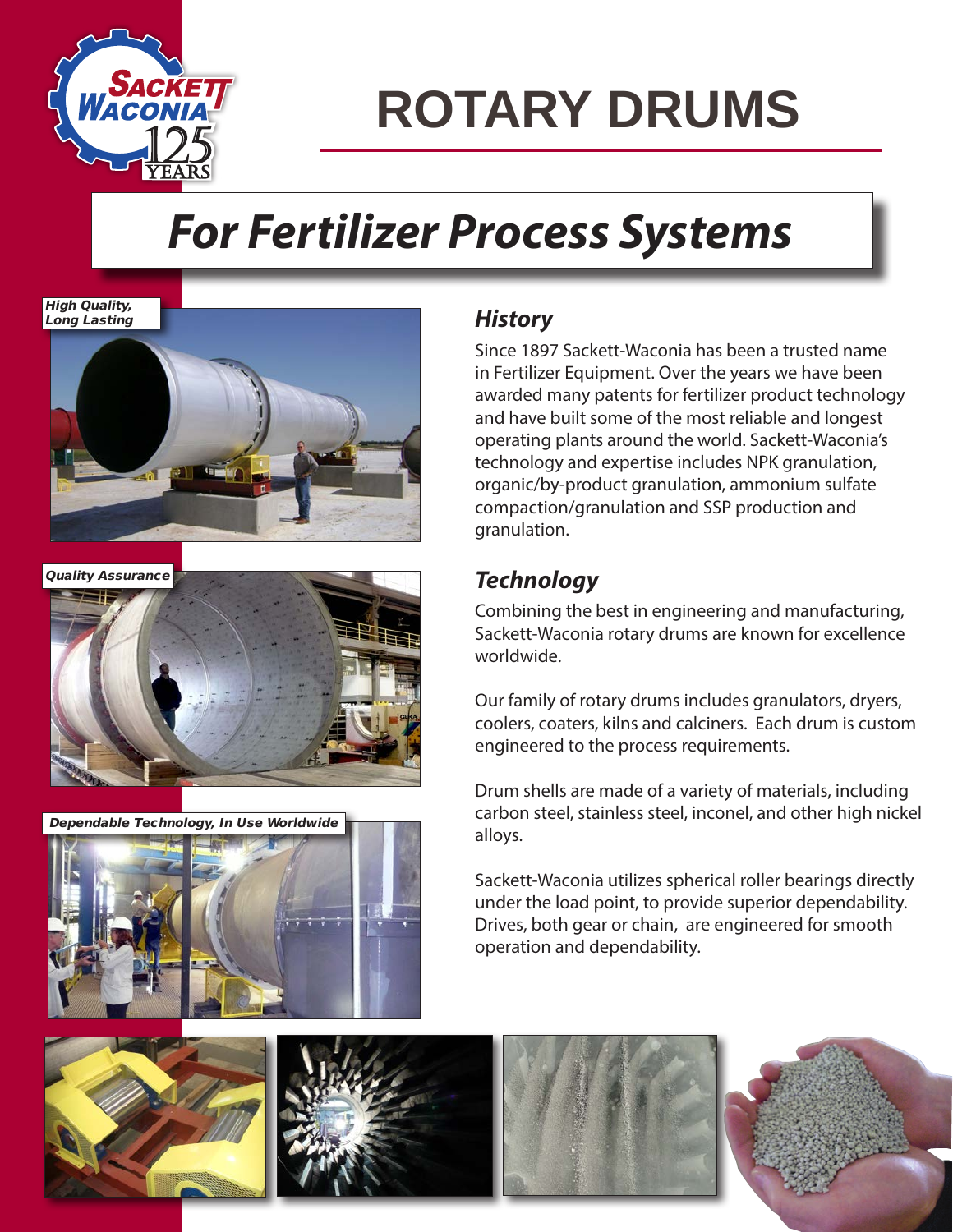# ROTARY DRUMS

## *For Fertilizer Process Systems*

***High Quality, Long Lasting***

***Quality Assurance***

***Dependable Technology, In Use Worldwide***

### *History*

Since 1897 Sackett-Waconia has been a trusted name in Fertilizer Equipment. Over the years we have been awarded many patents for fertilizer product technology and have built some of the most reliable and longest operating plants around the world. Sackett-Waconia's technology and expertise includes NPK granulation, organic/by-product granulation, ammonium sulfate compaction/granulation and SSP production and granulation.

### *Technology*

Combining the best in engineering and manufacturing, Sackett-Waconia rotary drums are known for excellence worldwide.

Our family of rotary drums includes granulators, dryers, coolers, coaters, kilns and calciners. Each drum is custom engineered to the process requirements.

Drum shells are made of a variety of materials, including carbon steel, stainless steel, inconel, and other high nickel alloys.

Sackett-Waconia utilizes spherical roller bearings directly under the load point, to provide superior dependability. Drives, both gear or chain, are engineered for smooth operation and dependability.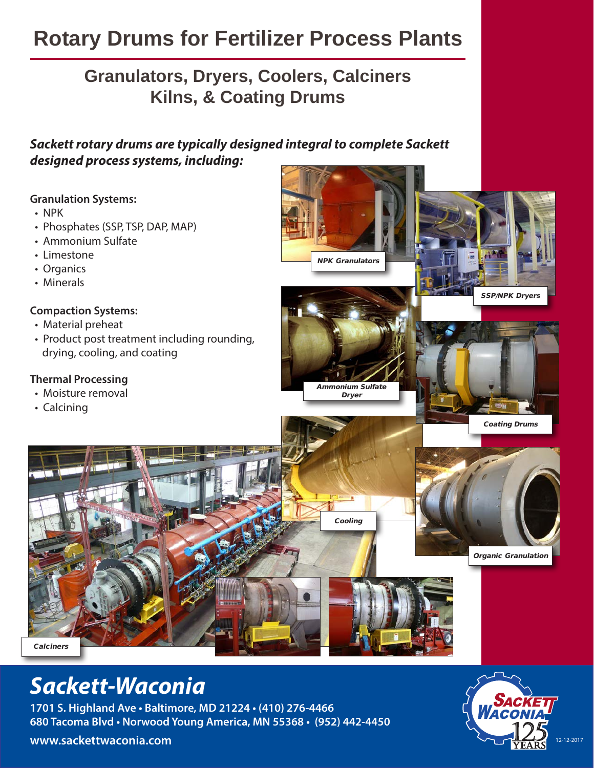# Rotary Drums for Fertilizer Process Plants

## Granulators, Dryers, Coolers, Calciners Kilns, & Coating Drums

***Sackett rotary drums are typically designed integral to complete Sackett designed process systems, including:***

**Granulation Systems:**

- NPK
- Phosphates (SSP, TSP, DAP, MAP)
- Ammonium Sulfate
- Limestone
- Organics
- Minerals

**Compaction Systems:**

- Material preheat
- Product post treatment including rounding, drying, cooling, and coating

**Thermal Processing**

- Moisture removal
- Calcining

*NPK Granulators*

*SSP/NPK Dryers*

*Ammonium Sulfate Dryer*

*Coating Drums*

*Cooling*

*Organic Granulation*

*Calciners*

## *Sackett-Waconia*

**1701 S. Highland Ave • Baltimore, MD 21224 • (410) 276-4466**
**680 Tacoma Blvd • Norwood Young America, MN 55368 • (952) 442-4450**

**www.sackettwaconia.com**

Sackett Waconia 125 Years

12-12-2017